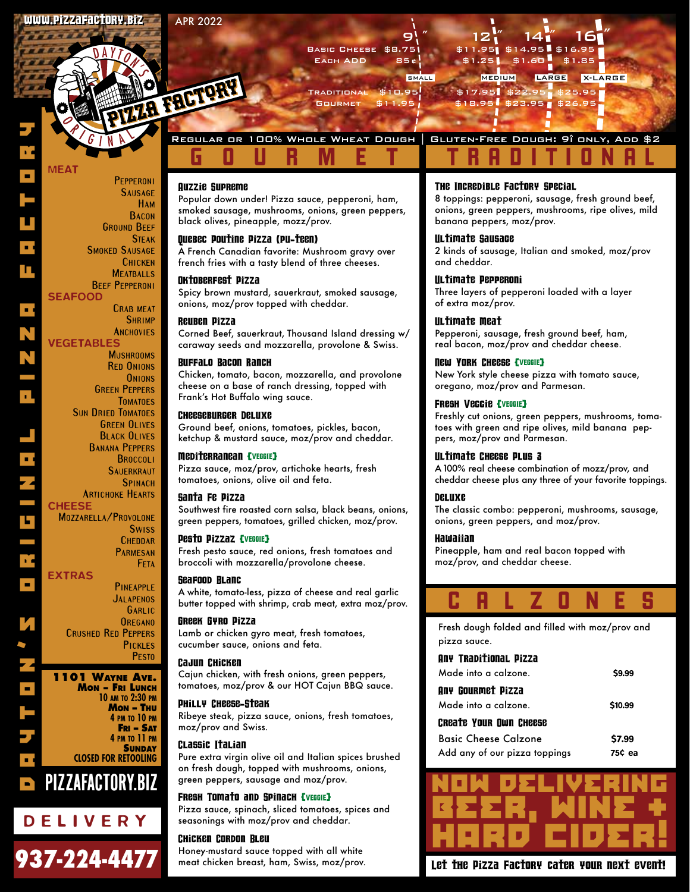www.pizzafactory.biz

# Dayton's Original Pizza Factory

APR 2022

| | 9" SMALL | 12" MEDIUM | 14" LARGE | 16" X-LARGE |
|---|---|---|---|---|
| Basic Cheese | $8.75 | $11.95 | $14.95 | $16.95 |
| Each Add | 85¢ | $1.25 | $1.60 | $1.85 |
| Traditional | $10.95 | $17.95 | $22.95 | $25.95 |
| Gourmet | $11.95 | $18.95 | $23.95 | $26.95 |

Regular or 100% Whole Wheat Dough | Gluten-Free Dough: 9î only, add $2

## MEAT

- Pepperoni
- Sausage
- Ham
- Bacon
- Ground Beef
- Steak
- Smoked Sausage
- Chicken
- Meatballs
- Beef Pepperoni

## SEAFOOD

- Crab meat
- Shrimp
- Anchovies

## VEGETABLES

- Mushrooms
- Red Onions
- Onions
- Green Peppers
- Tomatoes
- Sun Dried Tomatoes
- Green Olives
- Black Olives
- Banana Peppers
- Broccoli
- Sauerkraut
- Spinach
- Artichoke Hearts

## CHEESE

- Mozzarella/Provolone
- Swiss
- Cheddar
- Parmesan
- Feta

## EXTRAS

- Pineapple
- Jalapenos
- Garlic
- Oregano
- Crushed Red Peppers
- Pickles
- Pesto

**1101 Wayne Ave.**

**Mon – Fri Lunch**
10 am to 2:30 pm

**Mon – Thu**
4 pm to 10 pm

**Fri – Sat**
4 pm to 11 pm

**Sunday**
CLOSED FOR RETOOLING

PIZZAFACTORY.BIZ

DELIVERY

937-224-4477

## GOURMET

**Aussie Supreme**
Popular down under! Pizza sauce, pepperoni, ham, smoked sausage, mushrooms, onions, green peppers, black olives, pineapple, mozz/prov.

**Quebec Poutine Pizza (Pu-teen)**
A French Canadian favorite: Mushroom gravy over french fries with a tasty blend of three cheeses.

**Oktoberfest Pizza**
Spicy brown mustard, sauerkraut, smoked sausage, onions, moz/prov topped with cheddar.

**Reuben Pizza**
Corned Beef, sauerkraut, Thousand Island dressing w/ caraway seeds and mozzarella, provolone & Swiss.

**Buffalo Bacon Ranch**
Chicken, tomato, bacon, mozzarella, and provolone cheese on a base of ranch dressing, topped with Frank's Hot Buffalo wing sauce.

**Cheeseburger Deluxe**
Ground beef, onions, tomatoes, pickles, bacon, ketchup & mustard sauce, moz/prov and cheddar.

**Mediterranean {VEGGIE}**
Pizza sauce, moz/prov, artichoke hearts, fresh tomatoes, onions, olive oil and feta.

**Santa Fe Pizza**
Southwest fire roasted corn salsa, black beans, onions, green peppers, tomatoes, grilled chicken, moz/prov.

**Pesto Pizzaz {VEGGIE}**
Fresh pesto sauce, red onions, fresh tomatoes and broccoli with mozzarella/provolone cheese.

**Seafood Blanc**
A white, tomato-less, pizza of cheese and real garlic butter topped with shrimp, crab meat, extra moz/prov.

**Greek Gyro Pizza**
Lamb or chicken gyro meat, fresh tomatoes, cucumber sauce, onions and feta.

**Cajun Chicken**
Cajun chicken, with fresh onions, green peppers, tomatoes, moz/prov & our HOT Cajun BBQ sauce.

**Philly Cheese-Steak**
Ribeye steak, pizza sauce, onions, fresh tomatoes, moz/prov and Swiss.

**Classic Italian**
Pure extra virgin olive oil and Italian spices brushed on fresh dough, topped with mushrooms, onions, green peppers, sausage and moz/prov.

**Fresh Tomato and Spinach {VEGGIE}**
Pizza sauce, spinach, sliced tomatoes, spices and seasonings with moz/prov and cheddar.

**Chicken Cordon Bleu**
Honey-mustard sauce topped with all white meat chicken breast, ham, Swiss, moz/prov.

## TRADITIONAL

**The Incredible Factory Special**
8 toppings: pepperoni, sausage, fresh ground beef, onions, green peppers, mushrooms, ripe olives, mild banana peppers, moz/prov.

**Ultimate Sausage**
2 kinds of sausage, Italian and smoked, moz/prov and cheddar.

**Ultimate Pepperoni**
Three layers of pepperoni loaded with a layer of extra moz/prov.

**Ultimate Meat**
Pepperoni, sausage, fresh ground beef, ham, real bacon, moz/prov and cheddar cheese.

**New York Cheese {VEGGIE}**
New York style cheese pizza with tomato sauce, oregano, moz/prov and Parmesan.

**Fresh Veggie {VEGGIE}**
Freshly cut onions, green peppers, mushrooms, tomatoes with green and ripe olives, mild banana peppers, moz/prov and Parmesan.

**Ultimate Cheese Plus 3**
A 100% real cheese combination of mozz/prov, and cheddar cheese plus any three of your favorite toppings.

**Deluxe**
The classic combo: pepperoni, mushrooms, sausage, onions, green peppers, and moz/prov.

**Hawaiian**
Pineapple, ham and real bacon topped with moz/prov, and cheddar cheese.

## CALZONES

Fresh dough folded and filled with moz/prov and pizza sauce.

**Any Traditional Pizza**
Made into a calzone. — $9.99

**Any Gourmet Pizza**
Made into a calzone. — $10.99

**Create Your Own Cheese**
Basic Cheese Calzone — $7.99
Add any of our pizza toppings — 75¢ ea

## NOW DELIVERING BEER, WINE + HARD CIDER!

Let the Pizza Factory cater your next event!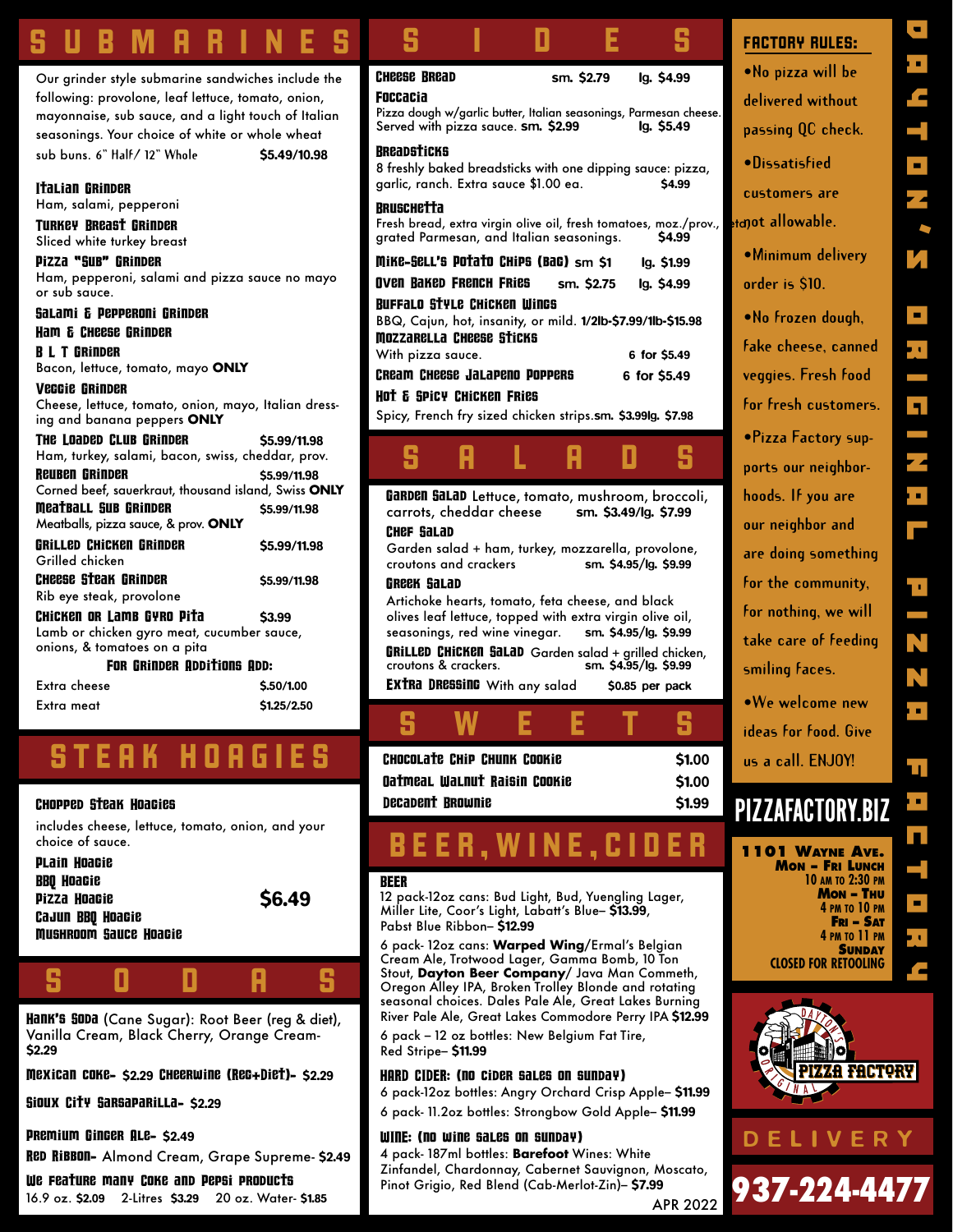# SUBMARINES

Our grinder style submarine sandwiches include the following: provolone, leaf lettuce, tomato, onion, mayonnaise, sub sauce, and a light touch of Italian seasonings. Your choice of white or whole wheat sub buns. 6" Half/ 12" Whole **$5.49/10.98**

**Italian Grinder**
Ham, salami, pepperoni

**Turkey Breast Grinder**
Sliced white turkey breast

**Pizza "Sub" Grinder**
Ham, pepperoni, salami and pizza sauce no mayo or sub sauce.

**Salami & Pepperoni Grinder**

**Ham & Cheese Grinder**

**B L T Grinder**
Bacon, lettuce, tomato, mayo **ONLY**

**Veggie Grinder**
Cheese, lettuce, tomato, onion, mayo, Italian dressing and banana peppers **ONLY**

**The Loaded Club Grinder** $5.99/11.98
Ham, turkey, salami, bacon, swiss, cheddar, prov.

**Reuben Grinder** $5.99/11.98
Corned beef, sauerkraut, thousand island, Swiss **ONLY**

**Meatball Sub Grinder** $5.99/11.98
Meatballs, pizza sauce, & prov. **ONLY**

**Grilled Chicken Grinder** $5.99/11.98
Grilled chicken

**Cheese Steak Grinder** $5.99/11.98
Rib eye steak, provolone

**Chicken or Lamb Gyro Pita** $3.99
Lamb or chicken gyro meat, cucumber sauce, onions, & tomatoes on a pita

**For Grinder Additions Add:**

| | |
|---|---|
| Extra cheese | $.50/1.00 |
| Extra meat | $1.25/2.50 |

# STEAK HOAGIES

**Chopped Steak Hoagies**

includes cheese, lettuce, tomato, onion, and your choice of sauce.

- Plain Hoagie
- BBQ Hoagie
- Pizza Hoagie
- Cajun BBQ Hoagie
- Mushroom Sauce Hoagie

**$6.49**

# SODAS

**Hank's Soda** (Cane Sugar): Root Beer (reg & diet), Vanilla Cream, Black Cherry, Orange Cream- **$2.29**

**Mexican Coke-** $2.29 **Cheerwine (Reg+Diet)-** $2.29

**Sioux City Sarsaparilla-** $2.29

**Premium Ginger Ale-** $2.49

**Red Ribbon-** Almond Cream, Grape Supreme- **$2.49**

**We feature many Coke and Pepsi products**
16.9 oz. **$2.09** 2-Litres **$3.29** 20 oz. Water- **$1.85**

# SIDES

**Cheese Bread** sm. $2.79 lg. $4.99

**Foccacia**
Pizza dough w/garlic butter, Italian seasonings, Parmesan cheese. Served with pizza sauce. **sm. $2.99** lg. $5.49

**Breadsticks**
8 freshly baked breadsticks with one dipping sauce: pizza, garlic, ranch. Extra sauce $1.00 ea. $4.99

**Bruschetta**
Fresh bread, extra virgin olive oil, fresh tomatoes, moz./prov., grated Parmesan, and Italian seasonings. $4.99

**Mike-Sell's Potato Chips (Bag)** sm $1 lg. $1.99

**Oven Baked French Fries** sm. $2.75 lg. $4.99

**Buffalo Style Chicken Wings**
BBQ, Cajun, hot, insanity, or mild. 1/2lb-$7.99/1lb-$15.98

**Mozzarella Cheese Sticks**
With pizza sauce. 6 for $5.49

**Cream Cheese Jalapeno Poppers** 6 for $5.49

**Hot & Spicy Chicken Fries**
Spicy, French fry sized chicken strips. sm. $3.99 lg. $7.98

# SALADS

**Garden Salad** Lettuce, tomato, mushroom, broccoli, carrots, cheddar cheese sm. $3.49/lg. $7.99

**Chef Salad**
Garden salad + ham, turkey, mozzarella, provolone, croutons and crackers sm. $4.95/lg. $9.99

**Greek Salad**
Artichoke hearts, tomato, feta cheese, and black olives leaf lettuce, topped with extra virgin olive oil, seasonings, red wine vinegar. sm. $4.95/lg. $9.99

**Grilled Chicken Salad** Garden salad + grilled chicken, croutons & crackers. sm. $4.95/lg. $9.99

**Extra Dressing** With any salad $0.85 per pack

# SWEETS

| | |
|---|---|
| Chocolate Chip Chunk Cookie | $1.00 |
| Oatmeal Walnut Raisin Cookie | $1.00 |
| Decadent Brownie | $1.99 |

# BEER, WINE, CIDER

**BEER**
12 pack-12oz cans: Bud Light, Bud, Yuengling Lager, Miller Lite, Coor's Light, Labatt's Blue– **$13.99**, Pabst Blue Ribbon– **$12.99**

6 pack- 12oz cans: **Warped Wing**/Ermal's Belgian Cream Ale, Trotwood Lager, Gamma Bomb, 10 Ton Stout, **Dayton Beer Company**/ Java Man Commeth, Oregon Alley IPA, Broken Trolley Blonde and rotating seasonal choices. Dales Pale Ale, Great Lakes Burning River Pale Ale, Great Lakes Commodore Perry IPA **$12.99**

6 pack – 12 oz bottles: New Belgium Fat Tire, Red Stripe– **$11.99**

**HARD CIDER: (no cider sales on Sunday)**
6 pack-12oz bottles: Angry Orchard Crisp Apple– **$11.99**
6 pack- 11.2oz bottles: Strongbow Gold Apple– **$11.99**

**WINE: (no wine sales on Sunday)**
4 pack- 187ml bottles: **Barefoot** Wines: White Zinfandel, Chardonnay, Cabernet Sauvignon, Moscato, Pinot Grigio, Red Blend (Cab-Merlot-Zin)– **$7.99**

APR 2022

## FACTORY RULES:

- No pizza will be delivered without passing QC check.
- Dissatisfied customers are not allowable.
- Minimum delivery order is $10.
- No frozen dough, fake cheese, canned veggies. Fresh food for fresh customers.
- Pizza Factory supports our neighborhoods. If you are our neighbor and are doing something for the community, for nothing, we will take care of feeding smiling faces.
- We welcome new ideas for food. Give us a call. ENJOY!

**PIZZAFACTORY.BIZ**

**1101 Wayne Ave.**
**Mon – Fri Lunch** 10 am to 2:30 pm
**Mon – Thu** 4 pm to 10 pm
**Fri – Sat** 4 pm to 11 pm
**Sunday** CLOSED FOR RETOOLING

Dayton's Original Pizza Factory

**DELIVERY**

**937-224-4477**

DAYTON'S ORIGINAL PIZZA FACTORY